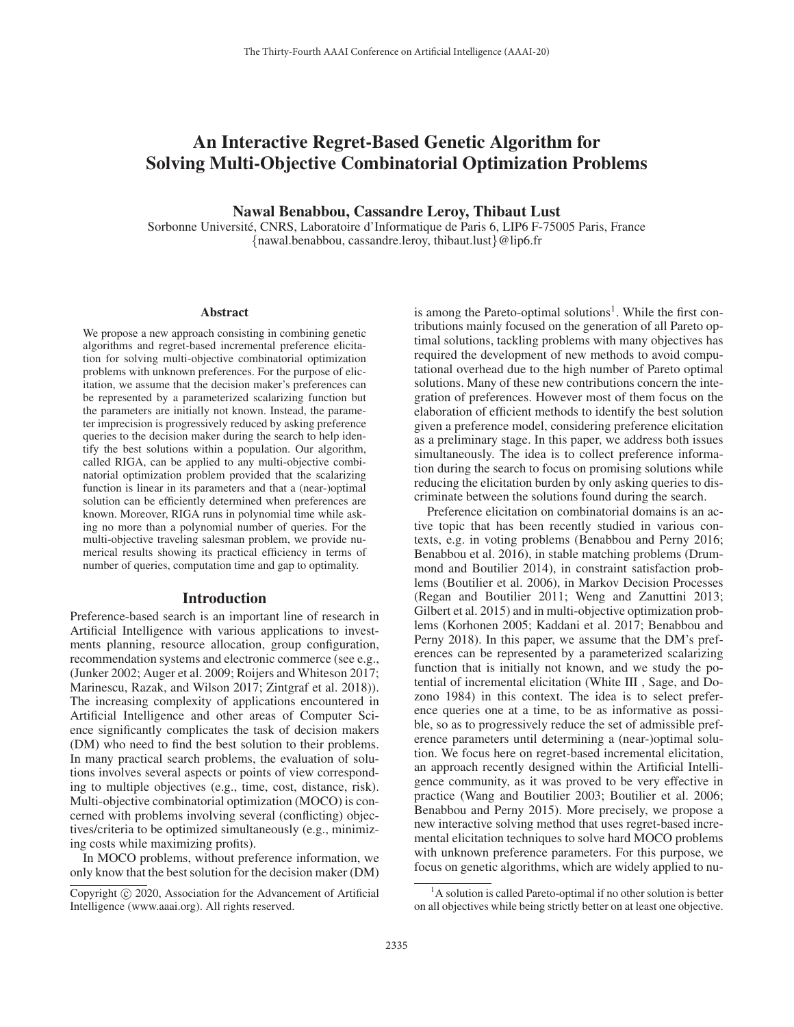# An Interactive Regret-Based Genetic Algorithm for Solving Multi-Objective Combinatorial Optimization Problems

**Nawal Benabbou, Cassandre Leroy, Thibaut Lust**

Sorbonne Université, CNRS, Laboratoire d'Informatique de Paris 6, LIP6 F-75005 Paris, France
{nawal.benabbou, cassandre.leroy, thibaut.lust}@lip6.fr

## Abstract

We propose a new approach consisting in combining genetic algorithms and regret-based incremental preference elicitation for solving multi-objective combinatorial optimization problems with unknown preferences. For the purpose of elicitation, we assume that the decision maker's preferences can be represented by a parameterized scalarizing function but the parameters are initially not known. Instead, the parameter imprecision is progressively reduced by asking preference queries to the decision maker during the search to help identify the best solutions within a population. Our algorithm, called RIGA, can be applied to any multi-objective combinatorial optimization problem provided that the scalarizing function is linear in its parameters and that a (near-)optimal solution can be efficiently determined when preferences are known. Moreover, RIGA runs in polynomial time while asking no more than a polynomial number of queries. For the multi-objective traveling salesman problem, we provide numerical results showing its practical efficiency in terms of number of queries, computation time and gap to optimality.

## Introduction

Preference-based search is an important line of research in Artificial Intelligence with various applications to investments planning, resource allocation, group configuration, recommendation systems and electronic commerce (see e.g., (Junker 2002; Auger et al. 2009; Roijers and Whiteson 2017; Marinescu, Razak, and Wilson 2017; Zintgraf et al. 2018)). The increasing complexity of applications encountered in Artificial Intelligence and other areas of Computer Science significantly complicates the task of decision makers (DM) who need to find the best solution to their problems. In many practical search problems, the evaluation of solutions involves several aspects or points of view corresponding to multiple objectives (e.g., time, cost, distance, risk). Multi-objective combinatorial optimization (MOCO) is concerned with problems involving several (conflicting) objectives/criteria to be optimized simultaneously (e.g., minimizing costs while maximizing profits).

In MOCO problems, without preference information, we only know that the best solution for the decision maker (DM) is among the Pareto-optimal solutions[1]. While the first contributions mainly focused on the generation of all Pareto optimal solutions, tackling problems with many objectives has required the development of new methods to avoid computational overhead due to the high number of Pareto optimal solutions. Many of these new contributions concern the integration of preferences. However most of them focus on the elaboration of efficient methods to identify the best solution given a preference model, considering preference elicitation as a preliminary stage. In this paper, we address both issues simultaneously. The idea is to collect preference information during the search to focus on promising solutions while reducing the elicitation burden by only asking queries to discriminate between the solutions found during the search.

Preference elicitation on combinatorial domains is an active topic that has been recently studied in various contexts, e.g. in voting problems (Benabbou and Perny 2016; Benabbou et al. 2016), in stable matching problems (Drummond and Boutilier 2014), in constraint satisfaction problems (Boutilier et al. 2006), in Markov Decision Processes (Regan and Boutilier 2011; Weng and Zanuttini 2013; Gilbert et al. 2015) and in multi-objective optimization problems (Korhonen 2005; Kaddani et al. 2017; Benabbou and Perny 2018). In this paper, we assume that the DM's preferences can be represented by a parameterized scalarizing function that is initially not known, and we study the potential of incremental elicitation (White III , Sage, and Dozono 1984) in this context. The idea is to select preference queries one at a time, to be as informative as possible, so as to progressively reduce the set of admissible preference parameters until determining a (near-)optimal solution. We focus here on regret-based incremental elicitation, an approach recently designed within the Artificial Intelligence community, as it was proved to be very effective in practice (Wang and Boutilier 2003; Boutilier et al. 2006; Benabbou and Perny 2015). More precisely, we propose a new interactive solving method that uses regret-based incremental elicitation techniques to solve hard MOCO problems with unknown preference parameters. For this purpose, we focus on genetic algorithms, which are widely applied to nu-

[1] A solution is called Pareto-optimal if no other solution is better on all objectives while being strictly better on at least one objective.

Copyright © 2020, Association for the Advancement of Artificial Intelligence (www.aaai.org). All rights reserved.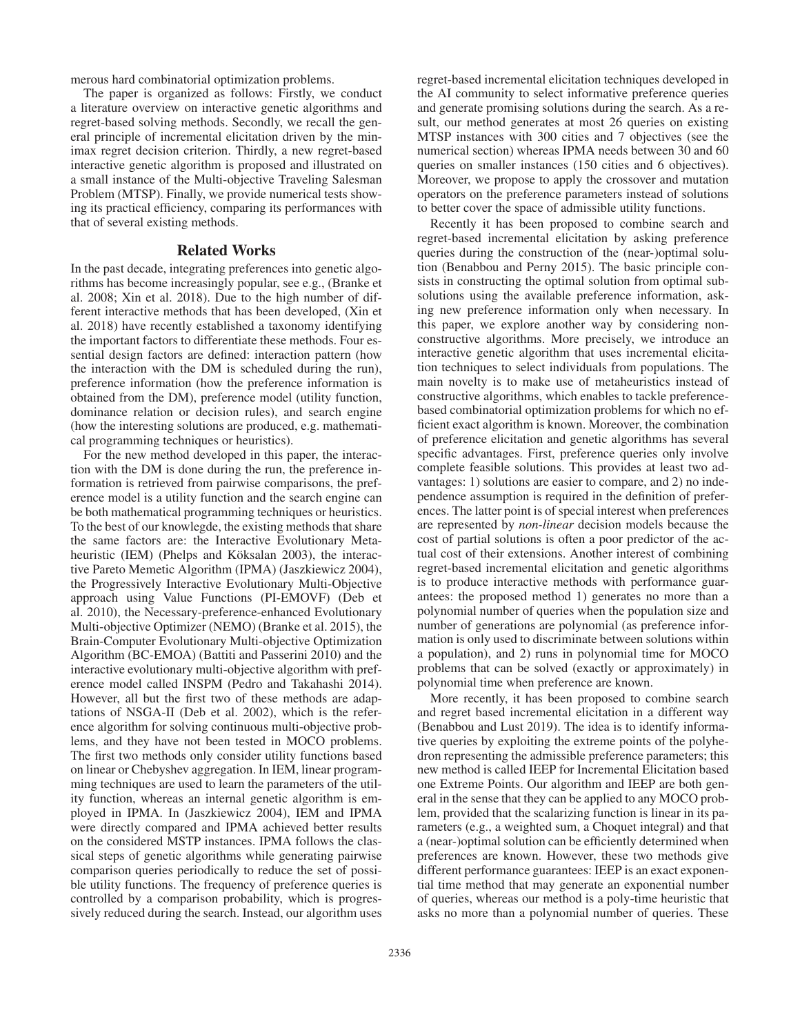merous hard combinatorial optimization problems.

The paper is organized as follows: Firstly, we conduct a literature overview on interactive genetic algorithms and regret-based solving methods. Secondly, we recall the general principle of incremental elicitation driven by the minimax regret decision criterion. Thirdly, a new regret-based interactive genetic algorithm is proposed and illustrated on a small instance of the Multi-objective Traveling Salesman Problem (MTSP). Finally, we provide numerical tests showing its practical efficiency, comparing its performances with that of several existing methods.

## Related Works

In the past decade, integrating preferences into genetic algorithms has become increasingly popular, see e.g., (Branke et al. 2008; Xin et al. 2018). Due to the high number of different interactive methods that has been developed, (Xin et al. 2018) have recently established a taxonomy identifying the important factors to differentiate these methods. Four essential design factors are defined: interaction pattern (how the interaction with the DM is scheduled during the run), preference information (how the preference information is obtained from the DM), preference model (utility function, dominance relation or decision rules), and search engine (how the interesting solutions are produced, e.g. mathematical programming techniques or heuristics).

For the new method developed in this paper, the interaction with the DM is done during the run, the preference information is retrieved from pairwise comparisons, the preference model is a utility function and the search engine can be both mathematical programming techniques or heuristics. To the best of our knowlegde, the existing methods that share the same factors are: the Interactive Evolutionary Metaheuristic (IEM) (Phelps and Köksalan 2003), the interactive Pareto Memetic Algorithm (IPMA) (Jaszkiewicz 2004), the Progressively Interactive Evolutionary Multi-Objective approach using Value Functions (PI-EMOVF) (Deb et al. 2010), the Necessary-preference-enhanced Evolutionary Multi-objective Optimizer (NEMO) (Branke et al. 2015), the Brain-Computer Evolutionary Multi-Objective Optimization Algorithm (BC-EMOA) (Battiti and Passerini 2010) and the interactive evolutionary multi-objective algorithm with preference model called INSPM (Pedro and Takahashi 2014). However, all but the first two of these methods are adaptations of NSGA-II (Deb et al. 2002), which is the reference algorithm for solving continuous multi-objective problems, and they have not been tested in MOCO problems. The first two methods only consider utility functions based on linear or Chebyshev aggregation. In IEM, linear programming techniques are used to learn the parameters of the utility function, whereas an internal genetic algorithm is employed in IPMA. In (Jaszkiewicz 2004), IEM and IPMA were directly compared and IPMA achieved better results on the considered MSTP instances. IPMA follows the classical steps of genetic algorithms while generating pairwise comparison queries periodically to reduce the set of possible utility functions. The frequency of preference queries is controlled by a comparison probability, which is progressively reduced during the search. Instead, our algorithm uses regret-based incremental elicitation techniques developed in the AI community to select informative preference queries and generate promising solutions during the search. As a result, our method generates at most 26 queries on existing MTSP instances with 300 cities and 7 objectives (see the numerical section) whereas IPMA needs between 30 and 60 queries on smaller instances (150 cities and 6 objectives). Moreover, we propose to apply the crossover and mutation operators on the preference parameters instead of solutions to better cover the space of admissible utility functions.

Recently it has been proposed to combine search and regret-based incremental elicitation by asking preference queries during the construction of the (near-)optimal solution (Benabbou and Perny 2015). The basic principle consists in constructing the optimal solution from optimal subsolutions using the available preference information, asking new preference information only when necessary. In this paper, we explore another way by considering nonconstructive algorithms. More precisely, we introduce an interactive genetic algorithm that uses incremental elicitation techniques to select individuals from populations. The main novelty is to make use of metaheuristics instead of constructive algorithms, which enables to tackle preference-based combinatorial optimization problems for which no efficient exact algorithm is known. Moreover, the combination of preference elicitation and genetic algorithms has several specific advantages. First, preference queries only involve complete feasible solutions. This provides at least two advantages: 1) solutions are easier to compare, and 2) no independence assumption is required in the definition of preferences. The latter point is of special interest when preferences are represented by *non-linear* decision models because the cost of partial solutions is often a poor predictor of the actual cost of their extensions. Another interest of combining regret-based incremental elicitation and genetic algorithms is to produce interactive methods with performance guarantees: the proposed method 1) generates no more than a polynomial number of queries when the population size and number of generations are polynomial (as preference information is only used to discriminate between solutions within a population), and 2) runs in polynomial time for MOCO problems that can be solved (exactly or approximately) in polynomial time when preference are known.

More recently, it has been proposed to combine search and regret based incremental elicitation in a different way (Benabbou and Lust 2019). The idea is to identify informative queries by exploiting the extreme points of the polyhedron representing the admissible preference parameters; this new method is called IEEP for Incremental Elicitation based one Extreme Points. Our algorithm and IEEP are both general in the sense that they can be applied to any MOCO problem, provided that the scalarizing function is linear in its parameters (e.g., a weighted sum, a Choquet integral) and that a (near-)optimal solution can be efficiently determined when preferences are known. However, these two methods give different performance guarantees: IEEP is an exact exponential time method that may generate an exponential number of queries, whereas our method is a poly-time heuristic that asks no more than a polynomial number of queries. These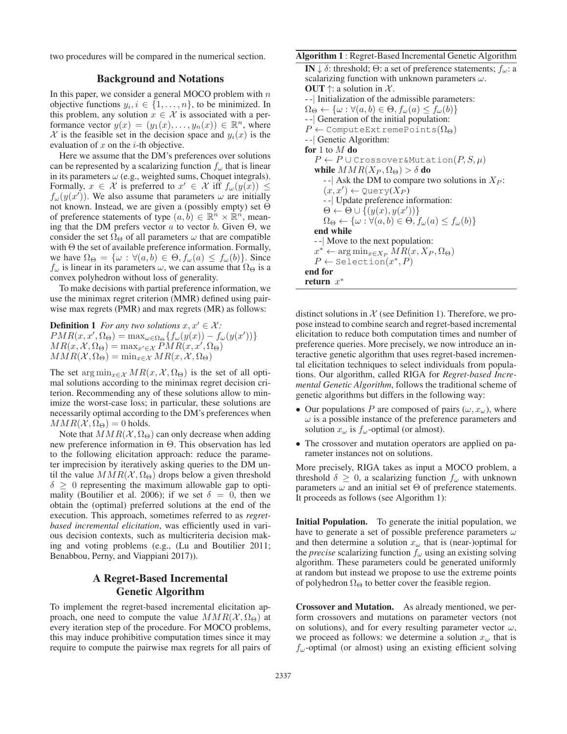two procedures will be compared in the numerical section.

## Background and Notations

In this paper, we consider a general MOCO problem with $n$ objective functions $y_i, i \in \{1, \ldots, n\}$, to be minimized. In this problem, any solution $x \in \mathcal{X}$ is associated with a performance vector $y(x) = (y_1(x), \ldots, y_n(x)) \in \mathbb{R}^n$, where $\mathcal{X}$ is the feasible set in the decision space and $y_i(x)$ is the evaluation of $x$ on the $i$-th objective.

Here we assume that the DM's preferences over solutions can be represented by a scalarizing function $f_\omega$ that is linear in its parameters $\omega$ (e.g., weighted sums, Choquet integrals). Formally, $x \in \mathcal{X}$ is preferred to $x' \in \mathcal{X}$ iff $f_\omega(y(x)) \leq f_\omega(y(x'))$. We also assume that parameters $\omega$ are initially not known. Instead, we are given a (possibly empty) set $\Theta$ of preference statements of type $(a, b) \in \mathbb{R}^n \times \mathbb{R}^n$, meaning that the DM prefers vector $a$ to vector $b$. Given $\Theta$, we consider the set $\Omega_\Theta$ of all parameters $\omega$ that are compatible with $\Theta$ the set of available preference information. Formally, we have $\Omega_\Theta = \{\omega : \forall (a, b) \in \Theta, f_\omega(a) \leq f_\omega(b)\}$. Since $f_\omega$ is linear in its parameters $\omega$, we can assume that $\Omega_\Theta$ is a convex polyhedron without loss of generality.

To make decisions with partial preference information, we use the minimax regret criterion (MMR) defined using pairwise max regrets (PMR) and max regrets (MR) as follows:

**Definition 1** *For any two solutions $x, x' \in \mathcal{X}$:*
$PMR(x, x', \Omega_\Theta) = \max_{\omega \in \Omega_\Theta}\{f_\omega(y(x)) - f_\omega(y(x'))\}$
$MR(x, \mathcal{X}, \Omega_\Theta) = \max_{x' \in \mathcal{X}} PMR(x, x', \Omega_\Theta)$
$MMR(\mathcal{X}, \Omega_\Theta) = \min_{x \in \mathcal{X}} MR(x, \mathcal{X}, \Omega_\Theta)$

The set $\arg\min_{x \in \mathcal{X}} MR(x, \mathcal{X}, \Omega_\Theta)$ is the set of all optimal solutions according to the minimax regret decision criterion. Recommending any of these solutions allow to minimize the worst-case loss; in particular, these solutions are necessarily optimal according to the DM's preferences when $MMR(\mathcal{X}, \Omega_\Theta) = 0$ holds.

Note that $MMR(\mathcal{X}, \Omega_\Theta)$ can only decrease when adding new preference information in $\Theta$. This observation has led to the following elicitation approach: reduce the parameter imprecision by iteratively asking queries to the DM until the value $MMR(\mathcal{X}, \Omega_\Theta)$ drops below a given threshold $\delta \geq 0$ representing the maximum allowable gap to optimality (Boutilier et al. 2006); if we set $\delta = 0$, then we obtain the (optimal) preferred solutions at the end of the execution. This approach, sometimes referred to as *regret-based incremental elicitation*, was efficiently used in various decision contexts, such as multicriteria decision making and voting problems (e.g., (Lu and Boutilier 2011; Benabbou, Perny, and Viappiani 2017)).

## A Regret-Based Incremental Genetic Algorithm

To implement the regret-based incremental elicitation approach, one need to compute the value $MMR(\mathcal{X}, \Omega_\Theta)$ at every iteration step of the procedure. For MOCO problems, this may induce prohibitive computation times since it may require to compute the pairwise max regrets for all pairs of distinct solutions in $\mathcal{X}$ (see Definition 1). Therefore, we propose instead to combine search and regret-based incremental elicitation to reduce both computation times and number of preference queries. More precisely, we now introduce an interactive genetic algorithm that uses regret-based incremental elicitation techniques to select individuals from populations. Our algorithm, called RIGA for *Regret-based Incremental Genetic Algorithm*, follows the traditional scheme of genetic algorithms but differs in the following way:

**Algorithm 1** : Regret-Based Incremental Genetic Algorithm

```
IN ↓ δ: threshold; Θ: a set of preference statements; f_ω: a
scalarizing function with unknown parameters ω.
OUT ↑: a solution in X.
--| Initialization of the admissible parameters:
Ω_Θ ← {ω : ∀(a,b) ∈ Θ, f_ω(a) ≤ f_ω(b)}
--| Generation of the initial population:
P ← ComputeExtremePoints(Ω_Θ)
--| Genetic Algorithm:
for 1 to M do
    P ← P ∪ Crossover&Mutation(P, S, μ)
    while MMR(X_P, Ω_Θ) > δ do
        --| Ask the DM to compare two solutions in X_P:
        (x, x') ← Query(X_P)
        --| Update preference information:
        Θ ← Θ ∪ {(y(x), y(x'))}
        Ω_Θ ← {ω : ∀(a,b) ∈ Θ, f_ω(a) ≤ f_ω(b)}
    end while
    --| Move to the next population:
    x* ← arg min_{x ∈ X_P} MR(x, X_P, Ω_Θ)
    P ← Selection(x*, P)
end for
return x*
```

- Our populations $P$ are composed of pairs $(\omega, x_\omega)$, where $\omega$ is a possible instance of the preference parameters and solution $x_\omega$ is $f_\omega$-optimal (or almost).
- The crossover and mutation operators are applied on parameter instances not on solutions.

More precisely, RIGA takes as input a MOCO problem, a threshold $\delta \geq 0$, a scalarizing function $f_\omega$ with unknown parameters $\omega$ and an initial set $\Theta$ of preference statements. It proceeds as follows (see Algorithm 1):

**Initial Population.** To generate the initial population, we have to generate a set of possible preference parameters $\omega$ and then determine a solution $x_\omega$ that is (near-)optimal for the *precise* scalarizing function $f_\omega$ using an existing solving algorithm. These parameters could be generated uniformly at random but instead we propose to use the extreme points of polyhedron $\Omega_\Theta$ to better cover the feasible region.

**Crossover and Mutation.** As already mentioned, we perform crossovers and mutations on parameter vectors (not on solutions), and for every resulting parameter vector $\omega$, we proceed as follows: we determine a solution $x_\omega$ that is $f_\omega$-optimal (or almost) using an existing efficient solving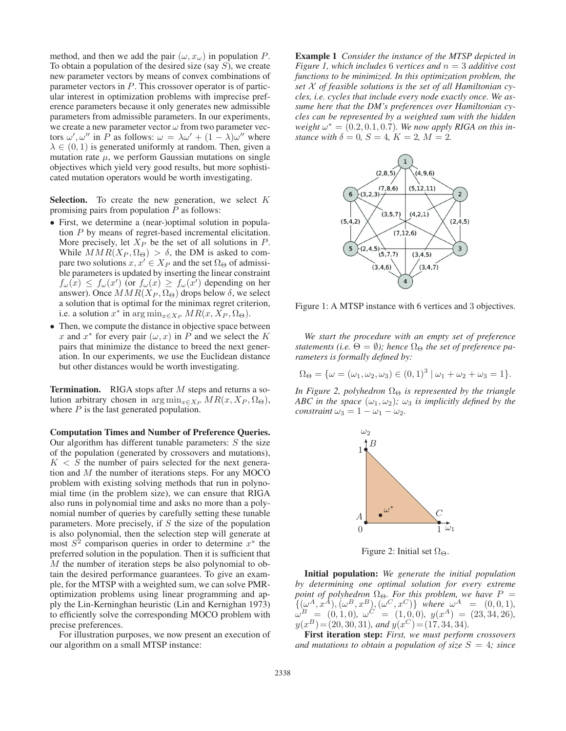method, and then we add the pair $(\omega, x_\omega)$ in population $P$. To obtain a population of the desired size (say $S$), we create new parameter vectors by means of convex combinations of parameter vectors in $P$. This crossover operator is of particular interest in optimization problems with imprecise preference parameters because it only generates new admissible parameters from admissible parameters. In our experiments, we create a new parameter vector $\omega$ from two parameter vectors $\omega', \omega''$ in $P$ as follows: $\omega = \lambda\omega' + (1-\lambda)\omega''$ where $\lambda \in (0,1)$ is generated uniformly at random. Then, given a mutation rate $\mu$, we perform Gaussian mutations on single objectives which yield very good results, but more sophisticated mutation operators would be worth investigating.

**Selection.** To create the new generation, we select $K$ promising pairs from population $P$ as follows:

- First, we determine a (near-)optimal solution in population $P$ by means of regret-based incremental elicitation. More precisely, let $X_P$ be the set of all solutions in $P$. While $MMR(X_P, \Omega_\Theta) > \delta$, the DM is asked to compare two solutions $x, x' \in X_P$ and the set $\Omega_\Theta$ of admissible parameters is updated by inserting the linear constraint $f_\omega(x) \leq f_\omega(x')$ (or $f_\omega(x) \geq f_\omega(x')$ depending on her answer). Once $MMR(X_P, \Omega_\Theta)$ drops below $\delta$, we select a solution that is optimal for the minimax regret criterion, i.e. a solution $x^*$ in $\arg\min_{x \in X_P} MR(x, X_P, \Omega_\Theta)$.
- Then, we compute the distance in objective space between $x$ and $x^*$ for every pair $(\omega, x)$ in $P$ and we select the $K$ pairs that minimize the distance to breed the next generation. In our experiments, we use the Euclidean distance but other distances would be worth investigating.

**Termination.** RIGA stops after $M$ steps and returns a solution arbitrary chosen in $\arg\min_{x \in X_P} MR(x, X_P, \Omega_\Theta)$, where $P$ is the last generated population.

**Computation Times and Number of Preference Queries.** Our algorithm has different tunable parameters: $S$ the size of the population (generated by crossovers and mutations), $K < S$ the number of pairs selected for the next generation and $M$ the number of iterations steps. For any MOCO problem with existing solving methods that run in polynomial time (in the problem size), we can ensure that RIGA also runs in polynomial time and asks no more than a polynomial number of queries by carefully setting these tunable parameters. More precisely, if $S$ the size of the population is also polynomial, then the selection step will generate at most $S^2$ comparison queries in order to determine $x^*$ the preferred solution in the population. Then it is sufficient that $M$ the number of iteration steps be also polynomial to obtain the desired performance guarantees. To give an example, for the MTSP with a weighted sum, we can solve PMR-optimization problems using linear programming and apply the Lin-Kernighan heuristic (Lin and Kernighan 1973) to efficiently solve the corresponding MOCO problem with precise preferences.

For illustration purposes, we now present an execution of our algorithm on a small MTSP instance:

**Example 1** *Consider the instance of the MTSP depicted in Figure 1, which includes 6 vertices and $n = 3$ additive cost functions to be minimized. In this optimization problem, the set $\mathcal{X}$ of feasible solutions is the set of all Hamiltonian cycles, i.e. cycles that include every node exactly once. We assume here that the DM's preferences over Hamiltonian cycles can be represented by a weighted sum with the hidden weight $\omega^* = (0.2, 0.1, 0.7)$. We now apply RIGA on this instance with $\delta = 0$, $S = 4$, $K = 2$, $M = 2$.*

Figure 1: A MTSP instance with 6 vertices and 3 objectives.

*We start the procedure with an empty set of preference statements (i.e. $\Theta = \emptyset$); hence $\Omega_\Theta$ the set of preference parameters is formally defined by:*

$$\Omega_\Theta = \{\omega = (\omega_1, \omega_2, \omega_3) \in (0,1)^3 \mid \omega_1 + \omega_2 + \omega_3 = 1\}.$$

*In Figure 2, polyhedron $\Omega_\Theta$ is represented by the triangle ABC in the space $(\omega_1, \omega_2)$; $\omega_3$ is implicitly defined by the constraint $\omega_3 = 1 - \omega_1 - \omega_2$.*

Figure 2: Initial set $\Omega_\Theta$.

**Initial population:** *We generate the initial population by determining one optimal solution for every extreme point of polyhedron $\Omega_\Theta$. For this problem, we have $P = \{(\omega^A, x^A), (\omega^B, x^B), (\omega^C, x^C)\}$ where $\omega^A = (0,0,1)$, $\omega^B = (0,1,0)$, $\omega^C = (1,0,0)$, $y(x^A) = (23, 34, 26)$, $y(x^B) = (20, 30, 31)$, and $y(x^C) = (17, 34, 34)$.*

**First iteration step:** *First, we must perform crossovers and mutations to obtain a population of size $S = 4$; since*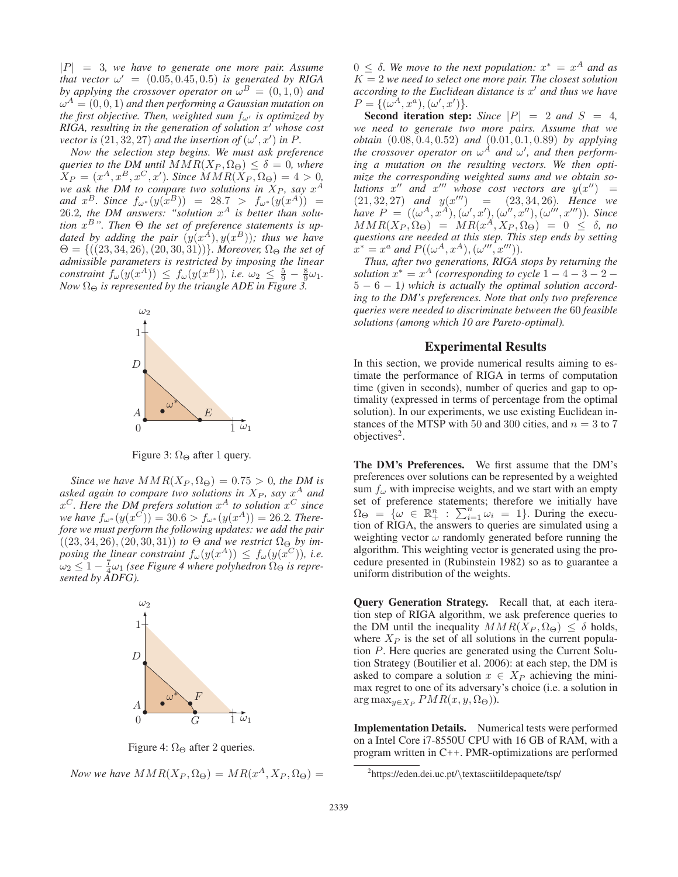$|P| = 3$, *we have to generate one more pair. Assume that vector* $\omega' = (0.05, 0.45, 0.5)$ *is generated by RIGA by applying the crossover operator on* $\omega^B = (0, 1, 0)$ *and* $\omega^A = (0, 0, 1)$ *and then performing a Gaussian mutation on the first objective. Then, weighted sum* $f_{\omega'}$ *is optimized by RIGA, resulting in the generation of solution* $x'$ *whose cost vector is* $(21, 32, 27)$ *and the insertion of* $(\omega', x')$ *in* $P$.

*Now the selection step begins. We must ask preference queries to the DM until* $MMR(X_P, \Omega_\Theta) \leq \delta = 0$*, where* $X_P = (x^A, x^B, x^C, x')$*. Since* $MMR(X_P, \Omega_\Theta) = 4 > 0$*, we ask the DM to compare two solutions in* $X_P$*, say* $x^A$ *and* $x^B$*. Since* $f_{\omega^*}(y(x^B)) = 28.7 > f_{\omega^*}(y(x^A)) = 26.2$*, the DM answers: "solution* $x^A$ *is better than solution* $x^B$*". Then* $\Theta$ *the set of preference statements is updated by adding the pair* $(y(x^A), y(x^B))$*; thus we have* $\Theta = \{((23, 34, 26), (20, 30, 31))\}$*. Moreover,* $\Omega_\Theta$ *the set of admissible parameters is restricted by imposing the linear constraint* $f_\omega(y(x^A)) \leq f_\omega(y(x^B))$*, i.e.* $\omega_2 \leq \frac{5}{9} - \frac{8}{9}\omega_1$*. Now* $\Omega_\Theta$ *is represented by the triangle ADE in Figure 3.*

Figure 3: $\Omega_\Theta$ after 1 query.

*Since we have* $MMR(X_P, \Omega_\Theta) = 0.75 > 0$*, the DM is asked again to compare two solutions in* $X_P$*, say* $x^A$ *and* $x^C$*. Here the DM prefers solution* $x^A$ *to solution* $x^C$ *since we have* $f_{\omega^*}(y(x^C)) = 30.6 > f_{\omega^*}(y(x^A)) = 26.2$*. Therefore we must perform the following updates: we add the pair* $((23, 34, 26), (20, 30, 31))$ *to* $\Theta$ *and we restrict* $\Omega_\Theta$ *by imposing the linear constraint* $f_\omega(y(x^A)) \leq f_\omega(y(x^C))$*, i.e.* $\omega_2 \leq 1 - \frac{7}{4}\omega_1$ *(see Figure 4 where polyhedron* $\Omega_\Theta$ *is represented by ADFG).*

Figure 4: $\Omega_\Theta$ after 2 queries.

*Now we have* $MMR(X_P, \Omega_\Theta) = MR(x^A, X_P, \Omega_\Theta) = 0 \leq \delta$*. We move to the next population:* $x^* = x^A$ *and as* $K = 2$ *we need to select one more pair. The closest solution according to the Euclidean distance is* $x'$ *and thus we have* $P = \{(\omega^A, x^a), (\omega', x')\}$*.*

**Second iteration step:** *Since* $|P| = 2$ *and* $S = 4$*, we need to generate two more pairs. Assume that we obtain* $(0.08, 0.4, 0.52)$ *and* $(0.01, 0.1, 0.89)$ *by applying the crossover operator on* $\omega^A$ *and* $\omega'$*, and then performing a mutation on the resulting vectors. We then optimize the corresponding weighted sums and we obtain solutions* $x''$ *and* $x'''$ *whose cost vectors are* $y(x'') = (21, 32, 27)$ *and* $y(x''') = (23, 34, 26)$*. Hence we have* $P = ((\omega^A, x^A), (\omega', x'), (\omega'', x''), (\omega''', x'''))$*. Since* $MMR(X_P, \Omega_\Theta) = MR(x^A, X_P, \Omega_\Theta) = 0 \leq \delta$*, no questions are needed at this step. This step ends by setting* $x^* = x^a$ *and* $P((\omega^A, x^A), (\omega''', x'''))$*.*

*Thus, after two generations, RIGA stops by returning the solution* $x^* = x^A$ *(corresponding to cycle* $1-4-3-2-5-6-1$*) which is actually the optimal solution according to the DM's preferences. Note that only two preference queries were needed to discriminate between the* $60$ *feasible solutions (among which 10 are Pareto-optimal).*

## Experimental Results

In this section, we provide numerical results aiming to estimate the performance of RIGA in terms of computation time (given in seconds), number of queries and gap to optimality (expressed in terms of percentage from the optimal solution). In our experiments, we use existing Euclidean instances of the MTSP with 50 and 300 cities, and $n = 3$ to 7 objectives[2].

**The DM's Preferences.** We first assume that the DM's preferences over solutions can be represented by a weighted sum $f_\omega$ with imprecise weights, and we start with an empty set of preference statements; therefore we initially have $\Omega_\Theta = \{\omega \in \mathbb{R}^n_+ : \sum_{i=1}^{n} \omega_i = 1\}$. During the execution of RIGA, the answers to queries are simulated using a weighting vector $\omega$ randomly generated before running the algorithm. This weighting vector is generated using the procedure presented in (Rubinstein 1982) so as to guarantee a uniform distribution of the weights.

**Query Generation Strategy.** Recall that, at each iteration step of RIGA algorithm, we ask preference queries to the DM until the inequality $MMR(X_P, \Omega_\Theta) \leq \delta$ holds, where $X_P$ is the set of all solutions in the current population $P$. Here queries are generated using the Current Solution Strategy (Boutilier et al. 2006): at each step, the DM is asked to compare a solution $x \in X_P$ achieving the minimax regret to one of its adversary's choice (i.e. a solution in $\arg\max_{y \in X_P} PMR(x, y, \Omega_\Theta)$).

**Implementation Details.** Numerical tests were performed on a Intel Core i7-8550U CPU with 16 GB of RAM, with a program written in C++. PMR-optimizations are performed

[2] https://eden.dei.uc.pt/\textasciitildepaquete/tsp/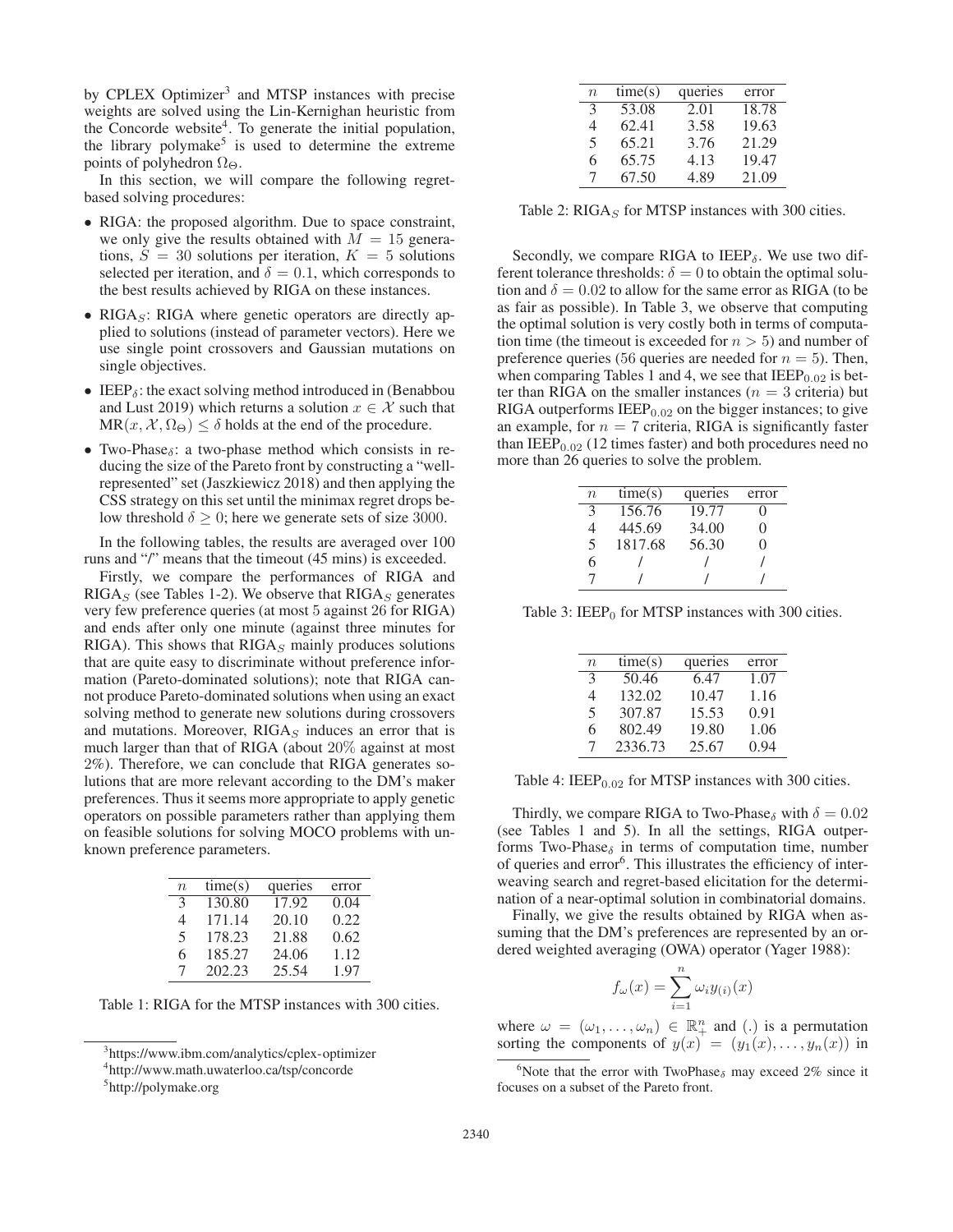by CPLEX Optimizer[3] and MTSP instances with precise weights are solved using the Lin-Kernighan heuristic from the Concorde website[4]. To generate the initial population, the library polymake[5] is used to determine the extreme points of polyhedron $\Omega_\Theta$.

In this section, we will compare the following regret-based solving procedures:

- RIGA: the proposed algorithm. Due to space constraint, we only give the results obtained with $M = 15$ generations, $S = 30$ solutions per iteration, $K = 5$ solutions selected per iteration, and $\delta = 0.1$, which corresponds to the best results achieved by RIGA on these instances.
- RIGA$_S$: RIGA where genetic operators are directly applied to solutions (instead of parameter vectors). Here we use single point crossovers and Gaussian mutations on single objectives.
- IEEP$_\delta$: the exact solving method introduced in (Benabbou and Lust 2019) which returns a solution $x \in \mathcal{X}$ such that $\text{MR}(x, \mathcal{X}, \Omega_\Theta) \leq \delta$ holds at the end of the procedure.
- Two-Phase$_\delta$: a two-phase method which consists in reducing the size of the Pareto front by constructing a "well-represented" set (Jaszkiewicz 2018) and then applying the CSS strategy on this set until the minimax regret drops below threshold $\delta \geq 0$; here we generate sets of size 3000.

In the following tables, the results are averaged over 100 runs and "/" means that the timeout (45 mins) is exceeded.

Firstly, we compare the performances of RIGA and RIGA$_S$ (see Tables 1-2). We observe that RIGA$_S$ generates very few preference queries (at most 5 against 26 for RIGA) and ends after only one minute (against three minutes for RIGA). This shows that RIGA$_S$ mainly produces solutions that are quite easy to discriminate without preference information (Pareto-dominated solutions); note that RIGA cannot produce Pareto-dominated solutions when using an exact solving method to generate new solutions during crossovers and mutations. Moreover, RIGA$_S$ induces an error that is much larger than that of RIGA (about 20% against at most 2%). Therefore, we can conclude that RIGA generates solutions that are more relevant according to the DM's maker preferences. Thus it seems more appropriate to apply genetic operators on possible parameters rather than applying them on feasible solutions for solving MOCO problems with unknown preference parameters.

| $n$ | time(s) | queries | error |
|---|---|---|---|
| 3 | 130.80 | 17.92 | 0.04 |
| 4 | 171.14 | 20.10 | 0.22 |
| 5 | 178.23 | 21.88 | 0.62 |
| 6 | 185.27 | 24.06 | 1.12 |
| 7 | 202.23 | 25.54 | 1.97 |

Table 1: RIGA for the MTSP instances with 300 cities.

| $n$ | time(s) | queries | error |
|---|---|---|---|
| 3 | 53.08 | 2.01 | 18.78 |
| 4 | 62.41 | 3.58 | 19.63 |
| 5 | 65.21 | 3.76 | 21.29 |
| 6 | 65.75 | 4.13 | 19.47 |
| 7 | 67.50 | 4.89 | 21.09 |

Table 2: RIGA$_S$ for MTSP instances with 300 cities.

Secondly, we compare RIGA to IEEP$_\delta$. We use two different tolerance thresholds: $\delta = 0$ to obtain the optimal solution and $\delta = 0.02$ to allow for the same error as RIGA (to be as fair as possible). In Table 3, we observe that computing the optimal solution is very costly both in terms of computation time (the timeout is exceeded for $n > 5$) and number of preference queries (56 queries are needed for $n = 5$). Then, when comparing Tables 1 and 4, we see that IEEP$_{0.02}$ is better than RIGA on the smaller instances ($n = 3$ criteria) but RIGA outperforms IEEP$_{0.02}$ on the bigger instances; to give an example, for $n = 7$ criteria, RIGA is significantly faster than IEEP$_{0.02}$ (12 times faster) and both procedures need no more than 26 queries to solve the problem.

| $n$ | time(s) | queries | error |
|---|---|---|---|
| 3 | 156.76 | 19.77 | 0 |
| 4 | 445.69 | 34.00 | 0 |
| 5 | 1817.68 | 56.30 | 0 |
| 6 | / | / | / |
| 7 | / | / | / |

Table 3: IEEP$_0$ for MTSP instances with 300 cities.

| $n$ | time(s) | queries | error |
|---|---|---|---|
| 3 | 50.46 | 6.47 | 1.07 |
| 4 | 132.02 | 10.47 | 1.16 |
| 5 | 307.87 | 15.53 | 0.91 |
| 6 | 802.49 | 19.80 | 1.06 |
| 7 | 2336.73 | 25.67 | 0.94 |

Table 4: IEEP$_{0.02}$ for MTSP instances with 300 cities.

Thirdly, we compare RIGA to Two-Phase$_\delta$ with $\delta = 0.02$ (see Tables 1 and 5). In all the settings, RIGA outperforms Two-Phase$_\delta$ in terms of computation time, number of queries and error[6]. This illustrates the efficiency of interweaving search and regret-based elicitation for the determination of a near-optimal solution in combinatorial domains.

Finally, we give the results obtained by RIGA when assuming that the DM's preferences are represented by an ordered weighted averaging (OWA) operator (Yager 1988):

$$f_\omega(x) = \sum_{i=1}^{n} \omega_i y_{(i)}(x)$$

where $\omega = (\omega_1, \ldots, \omega_n) \in \mathbb{R}^n_+$ and $(.)$ is a permutation sorting the components of $y(x) = (y_1(x), \ldots, y_n(x))$ in

[3] https://www.ibm.com/analytics/cplex-optimizer

[4] http://www.math.uwaterloo.ca/tsp/concorde

[5] http://polymake.org

[6] Note that the error with TwoPhase$_\delta$ may exceed 2% since it focuses on a subset of the Pareto front.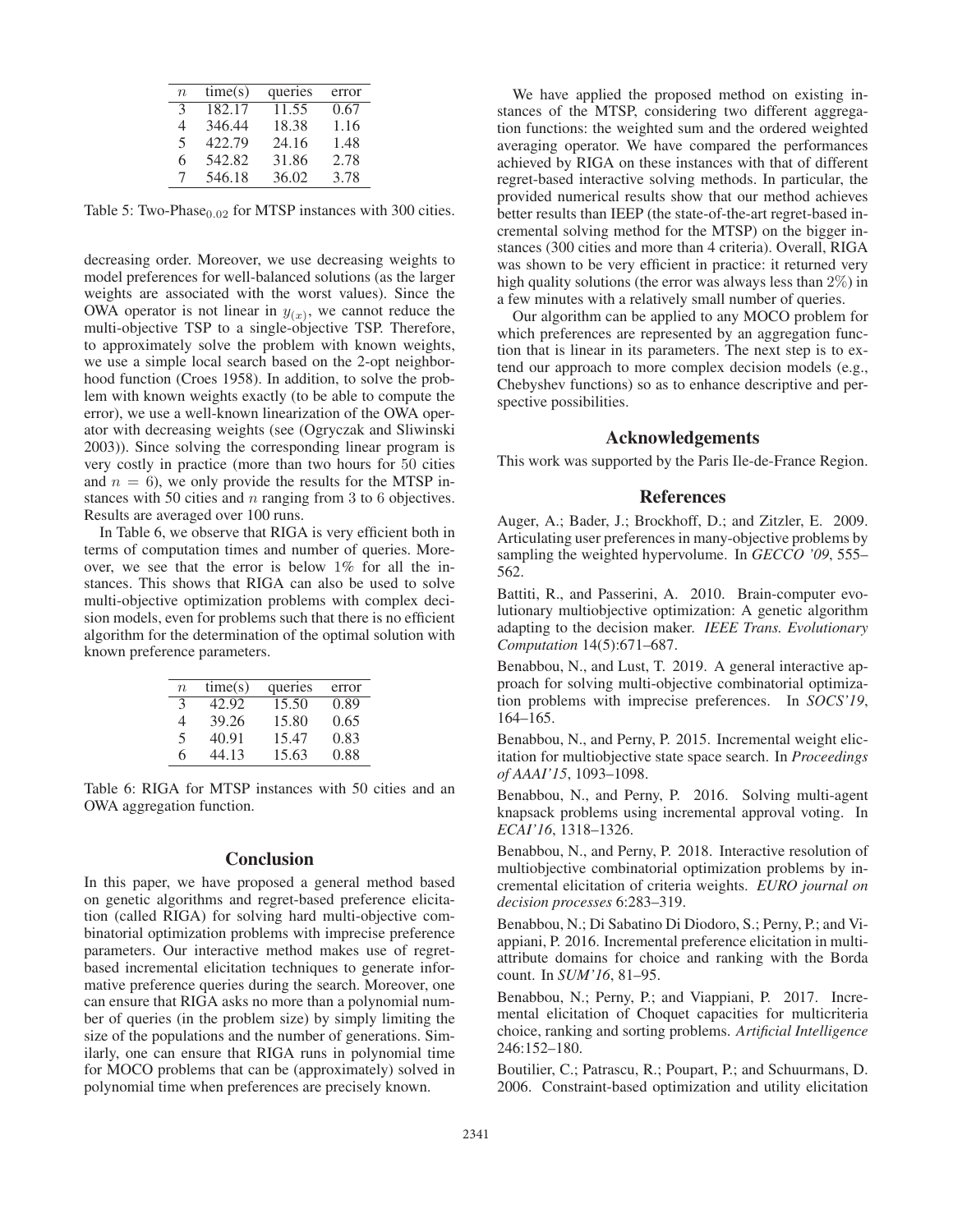| $n$ | time(s) | queries | error |
|---|---|---|---|
| 3 | 182.17 | 11.55 | 0.67 |
| 4 | 346.44 | 18.38 | 1.16 |
| 5 | 422.79 | 24.16 | 1.48 |
| 6 | 542.82 | 31.86 | 2.78 |
| 7 | 546.18 | 36.02 | 3.78 |

Table 5: Two-Phase$_{0.02}$ for MTSP instances with 300 cities.

decreasing order. Moreover, we use decreasing weights to model preferences for well-balanced solutions (as the larger weights are associated with the worst values). Since the OWA operator is not linear in $y_{(x)}$, we cannot reduce the multi-objective TSP to a single-objective TSP. Therefore, to approximately solve the problem with known weights, we use a simple local search based on the 2-opt neighborhood function (Croes 1958). In addition, to solve the problem with known weights exactly (to be able to compute the error), we use a well-known linearization of the OWA operator with decreasing weights (see (Ogryczak and Sliwinski 2003)). Since solving the corresponding linear program is very costly in practice (more than two hours for 50 cities and $n = 6$), we only provide the results for the MTSP instances with 50 cities and $n$ ranging from 3 to 6 objectives. Results are averaged over 100 runs.

In Table 6, we observe that RIGA is very efficient both in terms of computation times and number of queries. Moreover, we see that the error is below 1% for all the instances. This shows that RIGA can also be used to solve multi-objective optimization problems with complex decision models, even for problems such that there is no efficient algorithm for the determination of the optimal solution with known preference parameters.

| $n$ | time(s) | queries | error |
|---|---|---|---|
| 3 | 42.92 | 15.50 | 0.89 |
| 4 | 39.26 | 15.80 | 0.65 |
| 5 | 40.91 | 15.47 | 0.83 |
| 6 | 44.13 | 15.63 | 0.88 |

Table 6: RIGA for MTSP instances with 50 cities and an OWA aggregation function.

## Conclusion

In this paper, we have proposed a general method based on genetic algorithms and regret-based preference elicitation (called RIGA) for solving hard multi-objective combinatorial optimization problems with imprecise preference parameters. Our interactive method makes use of regret-based incremental elicitation techniques to generate informative preference queries during the search. Moreover, one can ensure that RIGA asks no more than a polynomial number of queries (in the problem size) by simply limiting the size of the populations and the number of generations. Similarly, one can ensure that RIGA runs in polynomial time for MOCO problems that can be (approximately) solved in polynomial time when preferences are precisely known.

We have applied the proposed method on existing instances of the MTSP, considering two different aggregation functions: the weighted sum and the ordered weighted averaging operator. We have compared the performances achieved by RIGA on these instances with that of different regret-based interactive solving methods. In particular, the provided numerical results show that our method achieves better results than IEEP (the state-of-the-art regret-based incremental solving method for the MTSP) on the bigger instances (300 cities and more than 4 criteria). Overall, RIGA was shown to be very efficient in practice: it returned very high quality solutions (the error was always less than 2%) in a few minutes with a relatively small number of queries.

Our algorithm can be applied to any MOCO problem for which preferences are represented by an aggregation function that is linear in its parameters. The next step is to extend our approach to more complex decision models (e.g., Chebyshev functions) so as to enhance descriptive and perspective possibilities.

## Acknowledgements

This work was supported by the Paris Ile-de-France Region.

## References

Auger, A.; Bader, J.; Brockhoff, D.; and Zitzler, E. 2009. Articulating user preferences in many-objective problems by sampling the weighted hypervolume. In *GECCO '09*, 555–562.

Battiti, R., and Passerini, A. 2010. Brain-computer evolutionary multiobjective optimization: A genetic algorithm adapting to the decision maker. *IEEE Trans. Evolutionary Computation* 14(5):671–687.

Benabbou, N., and Lust, T. 2019. A general interactive approach for solving multi-objective combinatorial optimization problems with imprecise preferences. In *SOCS'19*, 164–165.

Benabbou, N., and Perny, P. 2015. Incremental weight elicitation for multiobjective state space search. In *Proceedings of AAAI'15*, 1093–1098.

Benabbou, N., and Perny, P. 2016. Solving multi-agent knapsack problems using incremental approval voting. In *ECAI'16*, 1318–1326.

Benabbou, N., and Perny, P. 2018. Interactive resolution of multiobjective combinatorial optimization problems by incremental elicitation of criteria weights. *EURO journal on decision processes* 6:283–319.

Benabbou, N.; Di Sabatino Di Diodoro, S.; Perny, P.; and Viappiani, P. 2016. Incremental preference elicitation in multi-attribute domains for choice and ranking with the Borda count. In *SUM'16*, 81–95.

Benabbou, N.; Perny, P.; and Viappiani, P. 2017. Incremental elicitation of Choquet capacities for multicriteria choice, ranking and sorting problems. *Artificial Intelligence* 246:152–180.

Boutilier, C.; Patrascu, R.; Poupart, P.; and Schuurmans, D. 2006. Constraint-based optimization and utility elicitation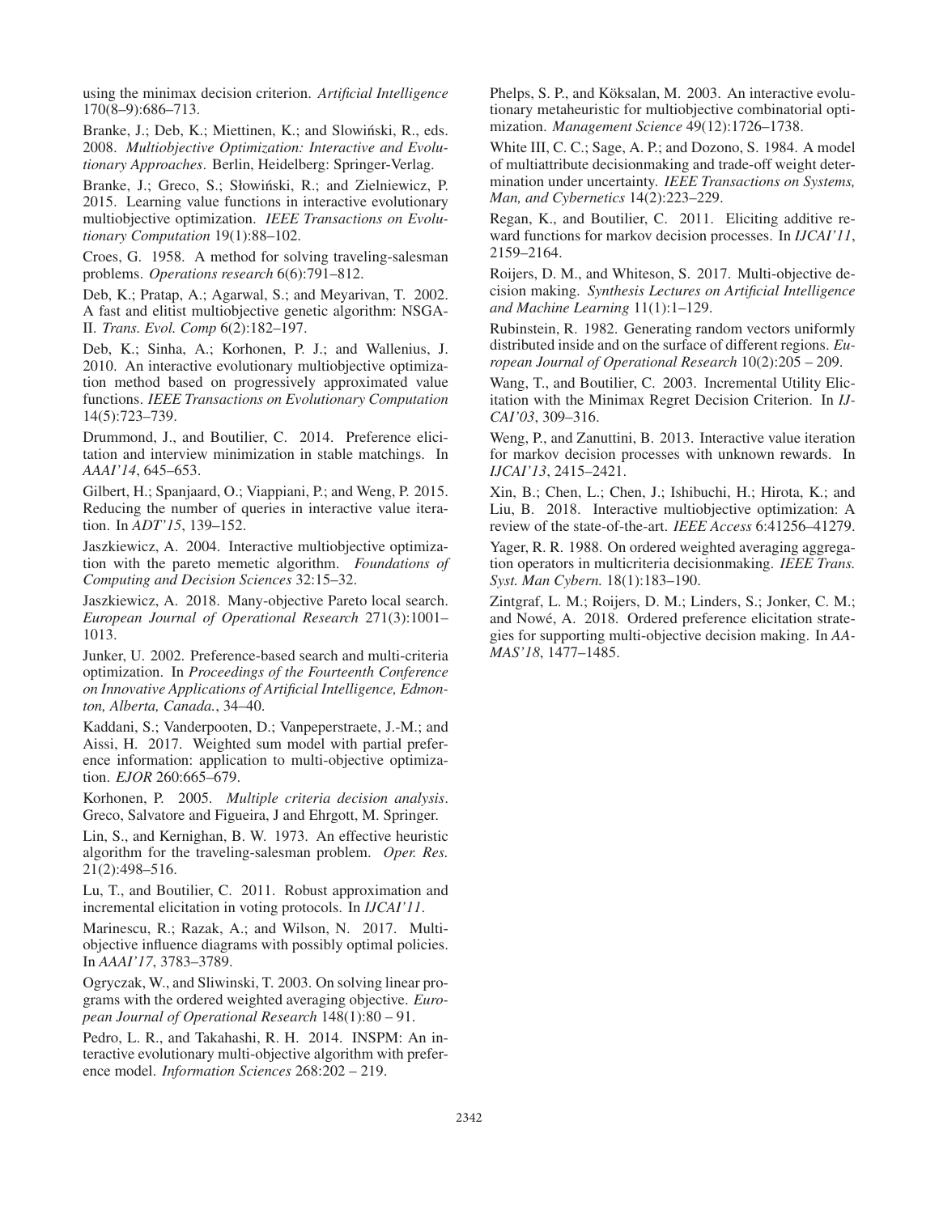using the minimax decision criterion. *Artificial Intelligence* 170(8–9):686–713.

Branke, J.; Deb, K.; Miettinen, K.; and Słowiński, R., eds. 2008. *Multiobjective Optimization: Interactive and Evolutionary Approaches*. Berlin, Heidelberg: Springer-Verlag.

Branke, J.; Greco, S.; Słowiński, R.; and Zielniewicz, P. 2015. Learning value functions in interactive evolutionary multiobjective optimization. *IEEE Transactions on Evolutionary Computation* 19(1):88–102.

Croes, G. 1958. A method for solving traveling-salesman problems. *Operations research* 6(6):791–812.

Deb, K.; Pratap, A.; Agarwal, S.; and Meyarivan, T. 2002. A fast and elitist multiobjective genetic algorithm: NSGA-II. *Trans. Evol. Comp* 6(2):182–197.

Deb, K.; Sinha, A.; Korhonen, P. J.; and Wallenius, J. 2010. An interactive evolutionary multiobjective optimization method based on progressively approximated value functions. *IEEE Transactions on Evolutionary Computation* 14(5):723–739.

Drummond, J., and Boutilier, C. 2014. Preference elicitation and interview minimization in stable matchings. In *AAAI'14*, 645–653.

Gilbert, H.; Spanjaard, O.; Viappiani, P.; and Weng, P. 2015. Reducing the number of queries in interactive value iteration. In *ADT'15*, 139–152.

Jaszkiewicz, A. 2004. Interactive multiobjective optimization with the pareto memetic algorithm. *Foundations of Computing and Decision Sciences* 32:15–32.

Jaszkiewicz, A. 2018. Many-objective Pareto local search. *European Journal of Operational Research* 271(3):1001–1013.

Junker, U. 2002. Preference-based search and multi-criteria optimization. In *Proceedings of the Fourteenth Conference on Innovative Applications of Artificial Intelligence, Edmonton, Alberta, Canada.*, 34–40.

Kaddani, S.; Vanderpooten, D.; Vanpeperstraete, J.-M.; and Aissi, H. 2017. Weighted sum model with partial preference information: application to multi-objective optimization. *EJOR* 260:665–679.

Korhonen, P. 2005. *Multiple criteria decision analysis*. Greco, Salvatore and Figueira, J and Ehrgott, M. Springer.

Lin, S., and Kernighan, B. W. 1973. An effective heuristic algorithm for the traveling-salesman problem. *Oper. Res.* 21(2):498–516.

Lu, T., and Boutilier, C. 2011. Robust approximation and incremental elicitation in voting protocols. In *IJCAI'11*.

Marinescu, R.; Razak, A.; and Wilson, N. 2017. Multi-objective influence diagrams with possibly optimal policies. In *AAAI'17*, 3783–3789.

Ogryczak, W., and Sliwinski, T. 2003. On solving linear programs with the ordered weighted averaging objective. *European Journal of Operational Research* 148(1):80 – 91.

Pedro, L. R., and Takahashi, R. H. 2014. INSPM: An interactive evolutionary multi-objective algorithm with preference model. *Information Sciences* 268:202 – 219.

Phelps, S. P., and Köksalan, M. 2003. An interactive evolutionary metaheuristic for multiobjective combinatorial optimization. *Management Science* 49(12):1726–1738.

White III, C. C.; Sage, A. P.; and Dozono, S. 1984. A model of multiattribute decisionmaking and trade-off weight determination under uncertainty. *IEEE Transactions on Systems, Man, and Cybernetics* 14(2):223–229.

Regan, K., and Boutilier, C. 2011. Eliciting additive reward functions for markov decision processes. In *IJCAI'11*, 2159–2164.

Roijers, D. M., and Whiteson, S. 2017. Multi-objective decision making. *Synthesis Lectures on Artificial Intelligence and Machine Learning* 11(1):1–129.

Rubinstein, R. 1982. Generating random vectors uniformly distributed inside and on the surface of different regions. *European Journal of Operational Research* 10(2):205 – 209.

Wang, T., and Boutilier, C. 2003. Incremental Utility Elicitation with the Minimax Regret Decision Criterion. In *IJCAI'03*, 309–316.

Weng, P., and Zanuttini, B. 2013. Interactive value iteration for markov decision processes with unknown rewards. In *IJCAI'13*, 2415–2421.

Xin, B.; Chen, L.; Chen, J.; Ishibuchi, H.; Hirota, K.; and Liu, B. 2018. Interactive multiobjective optimization: A review of the state-of-the-art. *IEEE Access* 6:41256–41279.

Yager, R. R. 1988. On ordered weighted averaging aggregation operators in multicriteria decisionmaking. *IEEE Trans. Syst. Man Cybern.* 18(1):183–190.

Zintgraf, L. M.; Roijers, D. M.; Linders, S.; Jonker, C. M.; and Nowé, A. 2018. Ordered preference elicitation strategies for supporting multi-objective decision making. In *AAMAS'18*, 1477–1485.